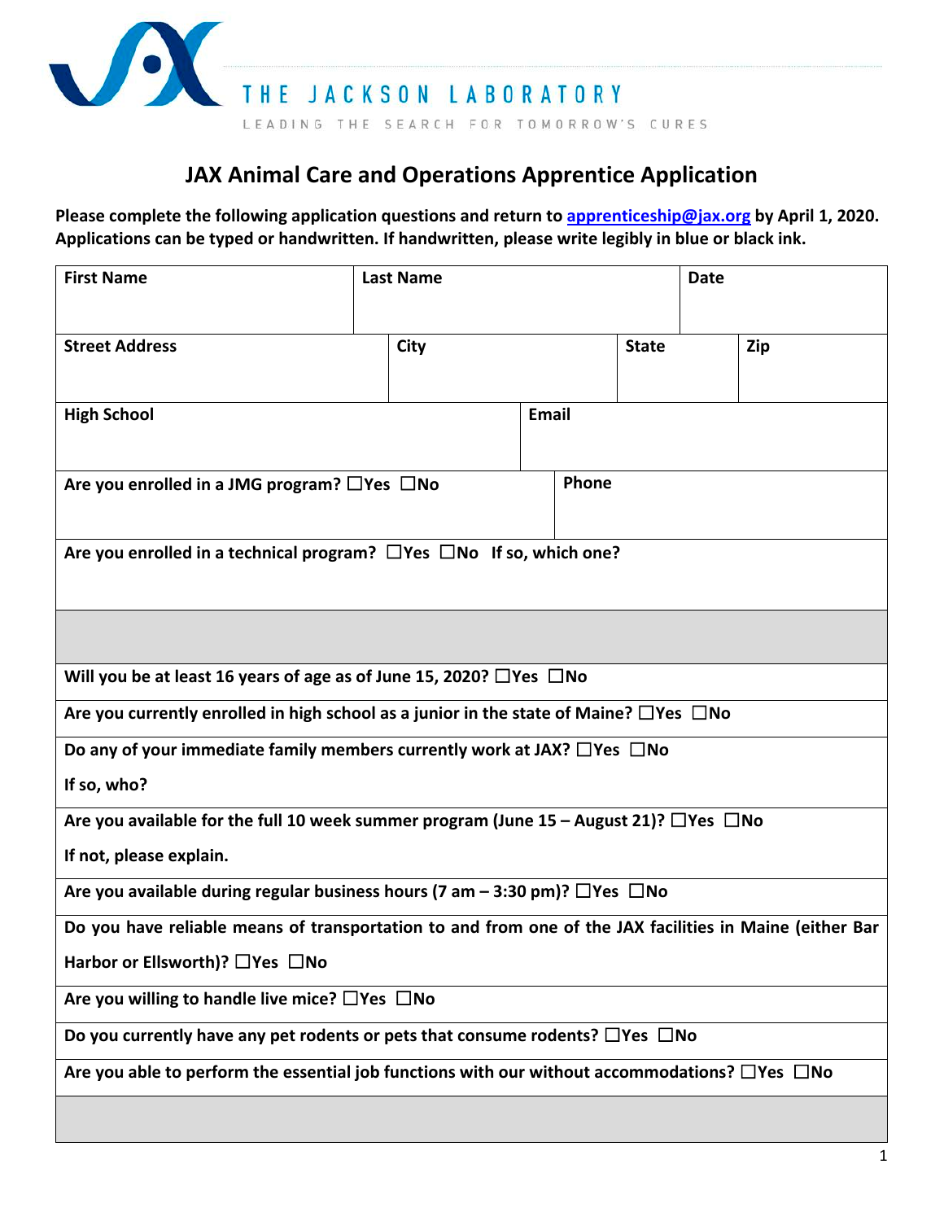THE JACKSON LABORATORY

LEADING THE SEARCH FOR TOMORROW'S CURES

# JAX Animal Care and Operations Apprentice Application

**Please complete the following application questions and return to [apprenticeship@jax.org](mailto:apprenticeship@jax.org) by April 1, 2020. Applications can be typed or handwritten. If handwritten, please write legibly in blue or black ink.**

| First Name | Last Name | Date |
|---|---|---|
| | | |

| Street Address | City | State | Zip |
|---|---|---|---|
| | | | |

| High School | Email |
|---|---|
| | |

| Are you enrolled in a JMG program? ☐Yes ☐No | Phone |
|---|---|
| | |

**Are you enrolled in a technical program?** ☐Yes ☐No **If so, which one?**

**Will you be at least 16 years of age as of June 15, 2020?** ☐Yes ☐No

**Are you currently enrolled in high school as a junior in the state of Maine?** ☐Yes ☐No

**Do any of your immediate family members currently work at JAX?** ☐Yes ☐No

**If so, who?**

**Are you available for the full 10 week summer program (June 15 – August 21)?** ☐Yes ☐No

**If not, please explain.**

**Are you available during regular business hours (7 am – 3:30 pm)?** ☐Yes ☐No

**Do you have reliable means of transportation to and from one of the JAX facilities in Maine (either Bar Harbor or Ellsworth)?** ☐Yes ☐No

**Are you willing to handle live mice?** ☐Yes ☐No

**Do you currently have any pet rodents or pets that consume rodents?** ☐Yes ☐No

**Are you able to perform the essential job functions with our without accommodations?** ☐Yes ☐No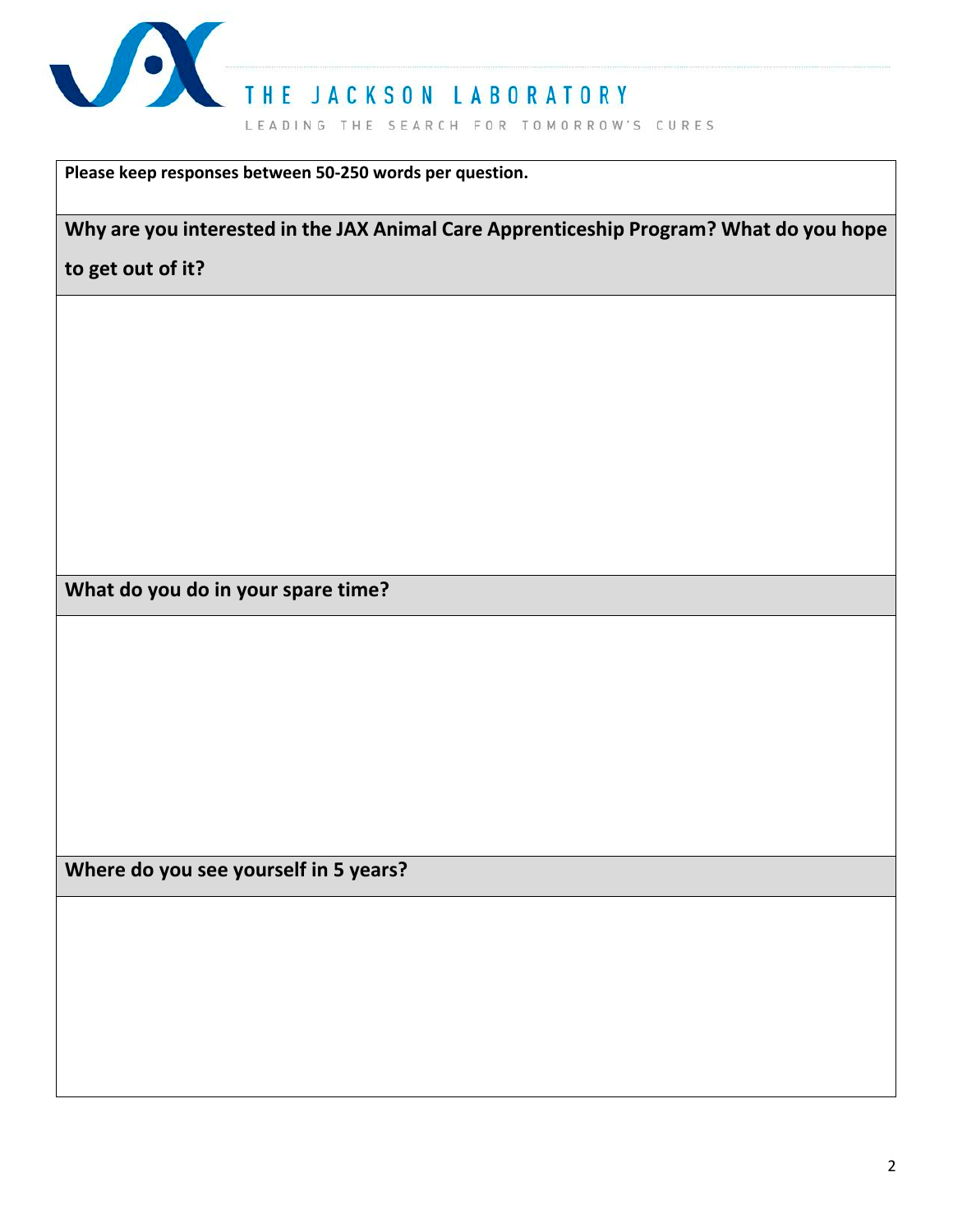**Please keep responses between 50-250 words per question.**

| **Why are you interested in the JAX Animal Care Apprenticeship Program? What do you hope to get out of it?** |
| --- |
| |
| **What do you do in your spare time?** |
| |
| **Where do you see yourself in 5 years?** |
| |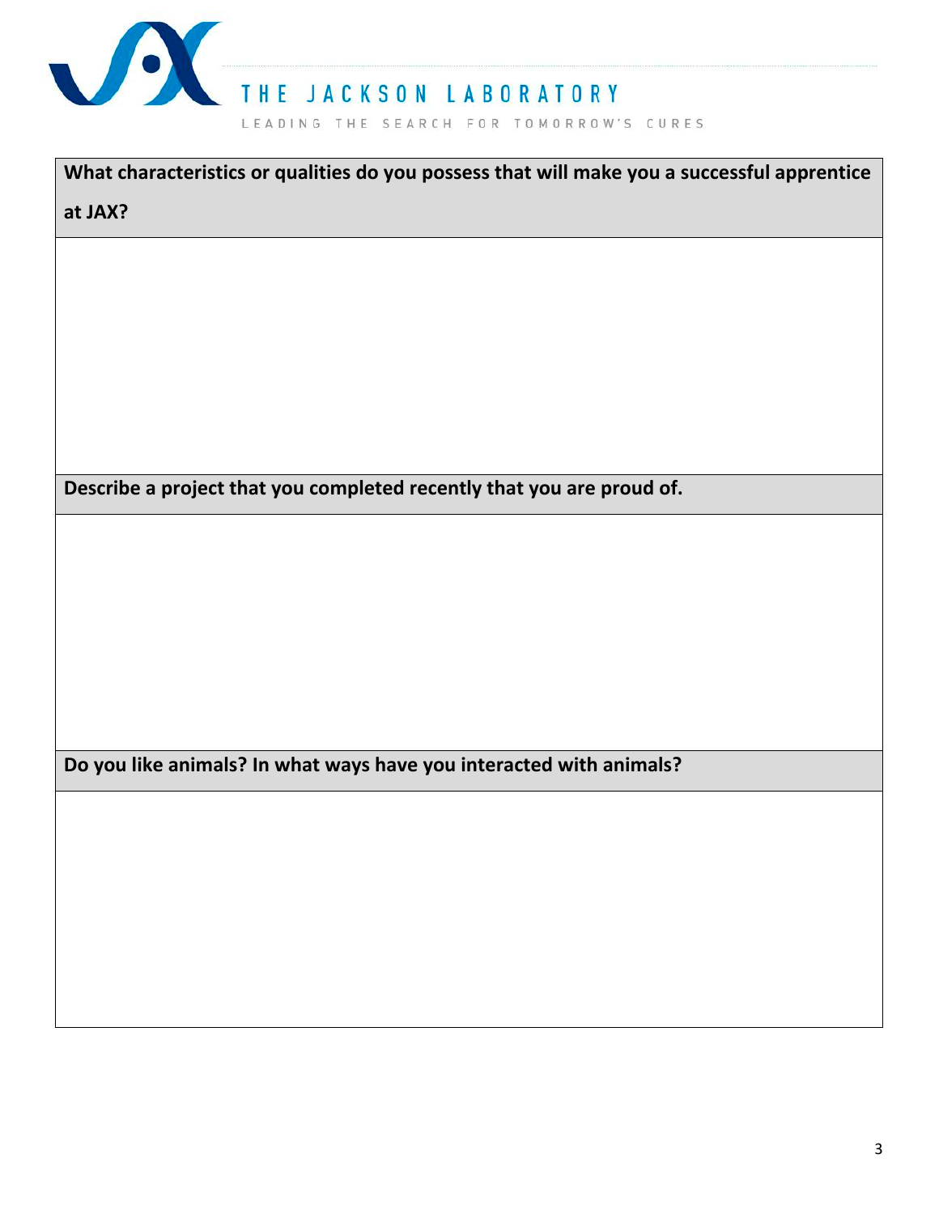**What characteristics or qualities do you possess that will make you a successful apprentice at JAX?**

**Describe a project that you completed recently that you are proud of.**

**Do you like animals? In what ways have you interacted with animals?**